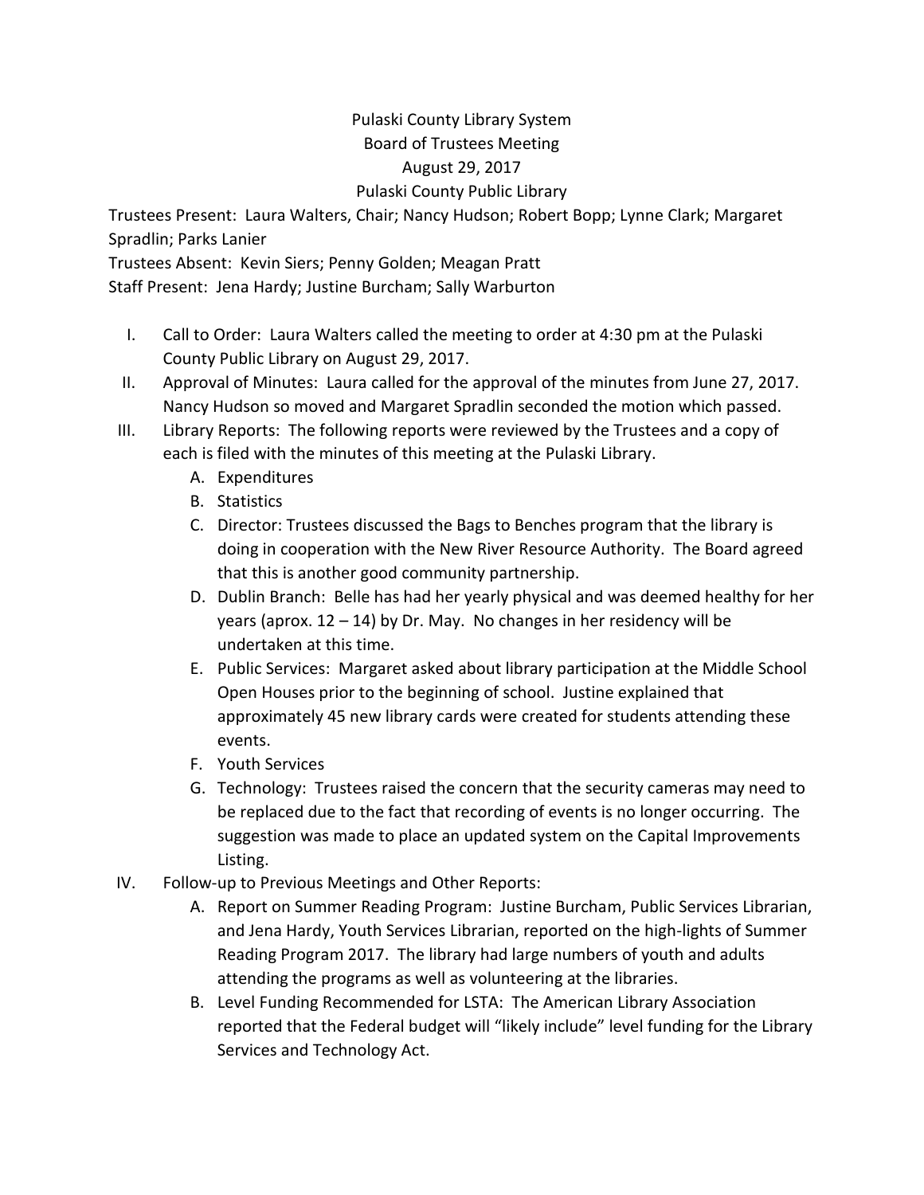# Pulaski County Library System
## Board of Trustees Meeting
## August 29, 2017
## Pulaski County Public Library

Trustees Present: Laura Walters, Chair; Nancy Hudson; Robert Bopp; Lynne Clark; Margaret Spradlin; Parks Lanier

Trustees Absent: Kevin Siers; Penny Golden; Meagan Pratt

Staff Present: Jena Hardy; Justine Burcham; Sally Warburton

I. Call to Order: Laura Walters called the meeting to order at 4:30 pm at the Pulaski County Public Library on August 29, 2017.

II. Approval of Minutes: Laura called for the approval of the minutes from June 27, 2017. Nancy Hudson so moved and Margaret Spradlin seconded the motion which passed.

III. Library Reports: The following reports were reviewed by the Trustees and a copy of each is filed with the minutes of this meeting at the Pulaski Library.
   A. Expenditures
   B. Statistics
   C. Director: Trustees discussed the Bags to Benches program that the library is doing in cooperation with the New River Resource Authority. The Board agreed that this is another good community partnership.
   D. Dublin Branch: Belle has had her yearly physical and was deemed healthy for her years (aprox. 12 – 14) by Dr. May. No changes in her residency will be undertaken at this time.
   E. Public Services: Margaret asked about library participation at the Middle School Open Houses prior to the beginning of school. Justine explained that approximately 45 new library cards were created for students attending these events.
   F. Youth Services
   G. Technology: Trustees raised the concern that the security cameras may need to be replaced due to the fact that recording of events is no longer occurring. The suggestion was made to place an updated system on the Capital Improvements Listing.

IV. Follow-up to Previous Meetings and Other Reports:
   A. Report on Summer Reading Program: Justine Burcham, Public Services Librarian, and Jena Hardy, Youth Services Librarian, reported on the high-lights of Summer Reading Program 2017. The library had large numbers of youth and adults attending the programs as well as volunteering at the libraries.
   B. Level Funding Recommended for LSTA: The American Library Association reported that the Federal budget will "likely include" level funding for the Library Services and Technology Act.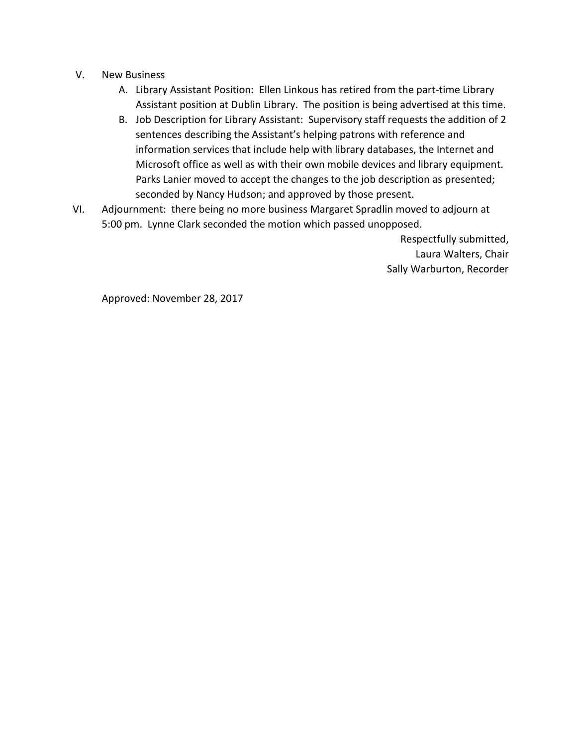V. New Business

   A. Library Assistant Position: Ellen Linkous has retired from the part-time Library Assistant position at Dublin Library. The position is being advertised at this time.

   B. Job Description for Library Assistant: Supervisory staff requests the addition of 2 sentences describing the Assistant's helping patrons with reference and information services that include help with library databases, the Internet and Microsoft office as well as with their own mobile devices and library equipment. Parks Lanier moved to accept the changes to the job description as presented; seconded by Nancy Hudson; and approved by those present.

VI. Adjournment: there being no more business Margaret Spradlin moved to adjourn at 5:00 pm. Lynne Clark seconded the motion which passed unopposed.

Respectfully submitted,
Laura Walters, Chair
Sally Warburton, Recorder

Approved: November 28, 2017